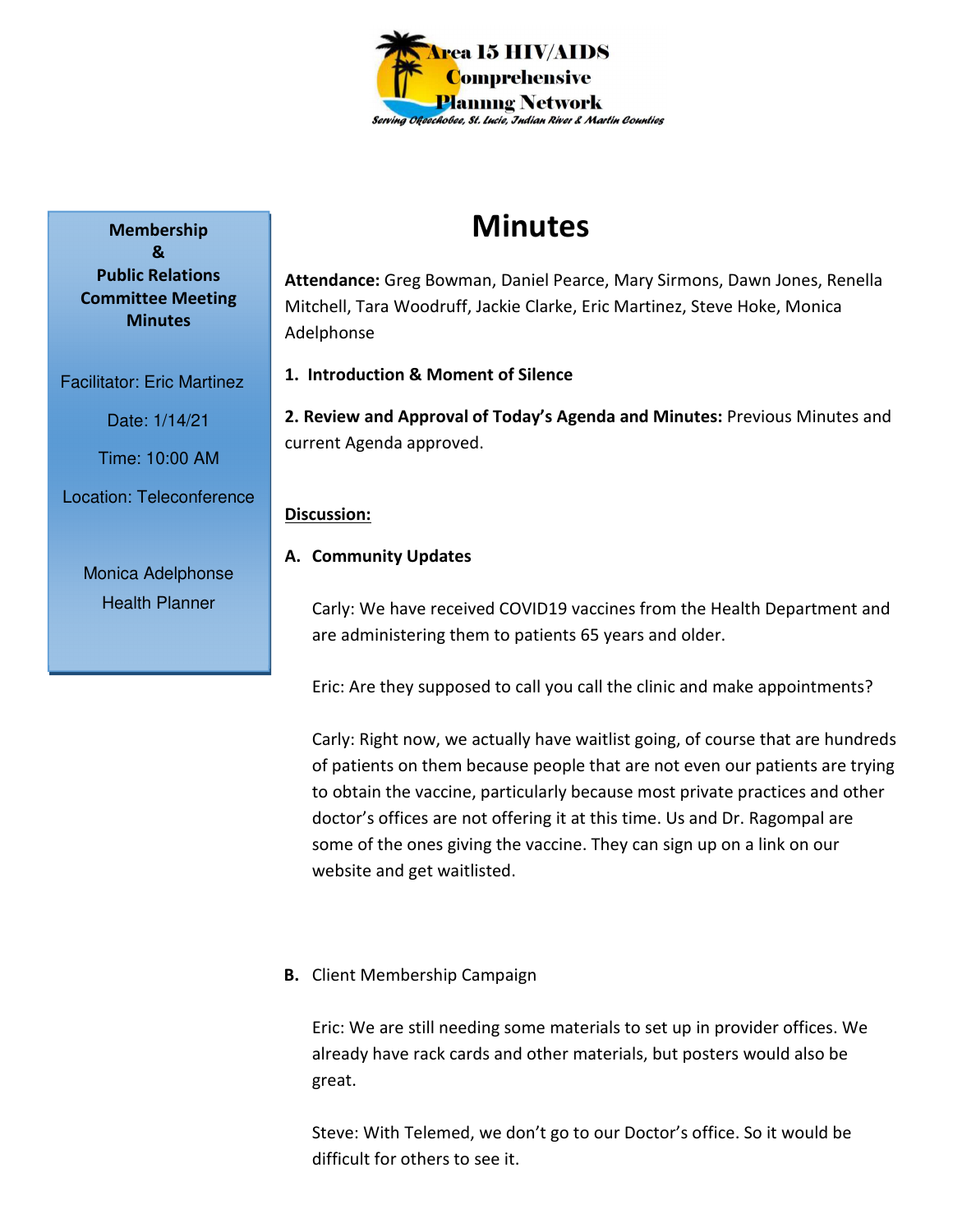**Area 15 HIV/AIDS Comprehensive Planning Network**

*Serving Okeechobee, St. Lucie, Indian River & Martin Counties*

**Membership & Public Relations Committee Meeting Minutes**

Facilitator: Eric Martinez

Date: 1/14/21

Time: 10:00 AM

Location: Teleconference

Monica Adelphonse
Health Planner

# Minutes

**Attendance:** Greg Bowman, Daniel Pearce, Mary Sirmons, Dawn Jones, Renella Mitchell, Tara Woodruff, Jackie Clarke, Eric Martinez, Steve Hoke, Monica Adelphonse

**1. Introduction & Moment of Silence**

**2. Review and Approval of Today's Agenda and Minutes:** Previous Minutes and current Agenda approved.

**Discussion:**

**A. Community Updates**

Carly: We have received COVID19 vaccines from the Health Department and are administering them to patients 65 years and older.

Eric: Are they supposed to call you call the clinic and make appointments?

Carly: Right now, we actually have waitlist going, of course that are hundreds of patients on them because people that are not even our patients are trying to obtain the vaccine, particularly because most private practices and other doctor's offices are not offering it at this time. Us and Dr. Ragompal are some of the ones giving the vaccine. They can sign up on a link on our website and get waitlisted.

**B.** Client Membership Campaign

Eric: We are still needing some materials to set up in provider offices. We already have rack cards and other materials, but posters would also be great.

Steve: With Telemed, we don't go to our Doctor's office. So it would be difficult for others to see it.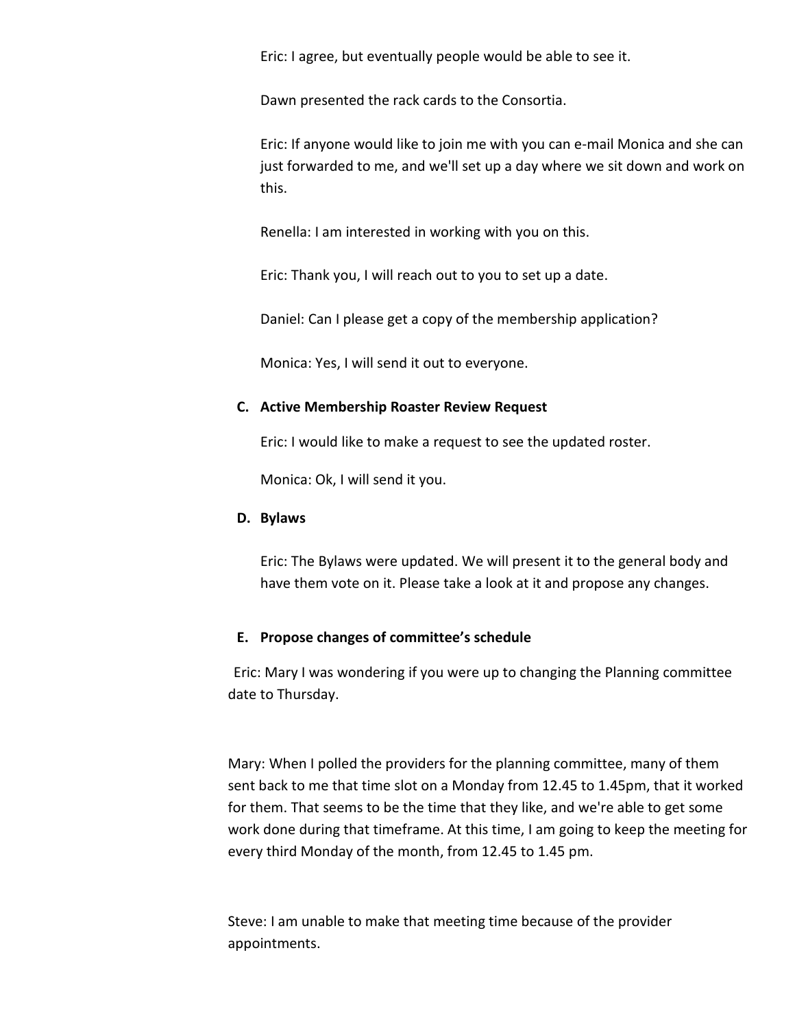Eric: I agree, but eventually people would be able to see it.

Dawn presented the rack cards to the Consortia.

Eric: If anyone would like to join me with you can e-mail Monica and she can just forwarded to me, and we'll set up a day where we sit down and work on this.

Renella: I am interested in working with you on this.

Eric: Thank you, I will reach out to you to set up a date.

Daniel: Can I please get a copy of the membership application?

Monica: Yes, I will send it out to everyone.

**C. Active Membership Roaster Review Request**

Eric: I would like to make a request to see the updated roster.

Monica: Ok, I will send it you.

**D. Bylaws**

Eric: The Bylaws were updated. We will present it to the general body and have them vote on it. Please take a look at it and propose any changes.

**E. Propose changes of committee's schedule**

Eric: Mary I was wondering if you were up to changing the Planning committee date to Thursday.

Mary: When I polled the providers for the planning committee, many of them sent back to me that time slot on a Monday from 12.45 to 1.45pm, that it worked for them. That seems to be the time that they like, and we're able to get some work done during that timeframe. At this time, I am going to keep the meeting for every third Monday of the month, from 12.45 to 1.45 pm.

Steve: I am unable to make that meeting time because of the provider appointments.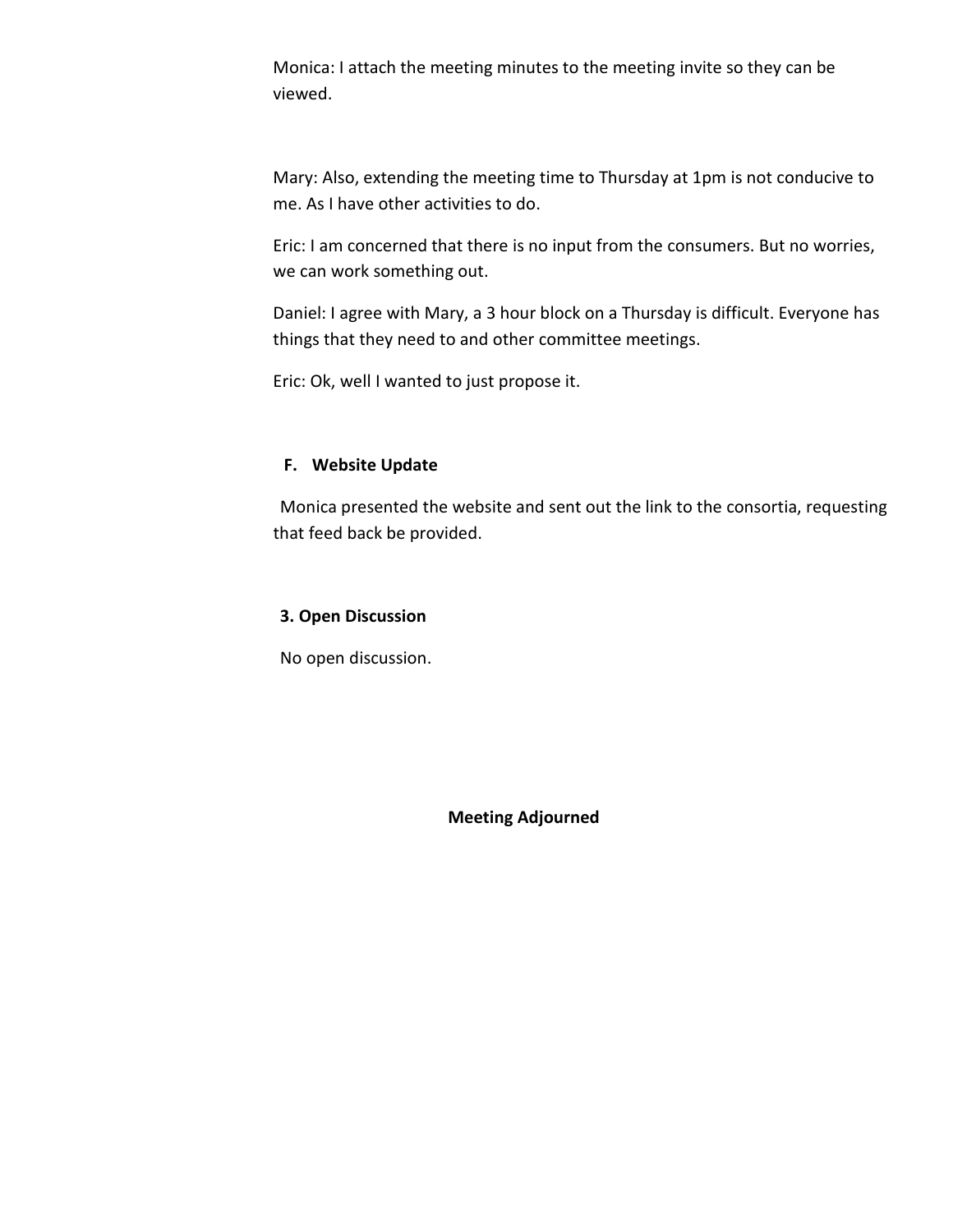Monica: I attach the meeting minutes to the meeting invite so they can be viewed.

Mary: Also, extending the meeting time to Thursday at 1pm is not conducive to me. As I have other activities to do.

Eric: I am concerned that there is no input from the consumers. But no worries, we can work something out.

Daniel: I agree with Mary, a 3 hour block on a Thursday is difficult. Everyone has things that they need to and other committee meetings.

Eric: Ok, well I wanted to just propose it.

**F. Website Update**

Monica presented the website and sent out the link to the consortia, requesting that feed back be provided.

**3. Open Discussion**

No open discussion.

**Meeting Adjourned**